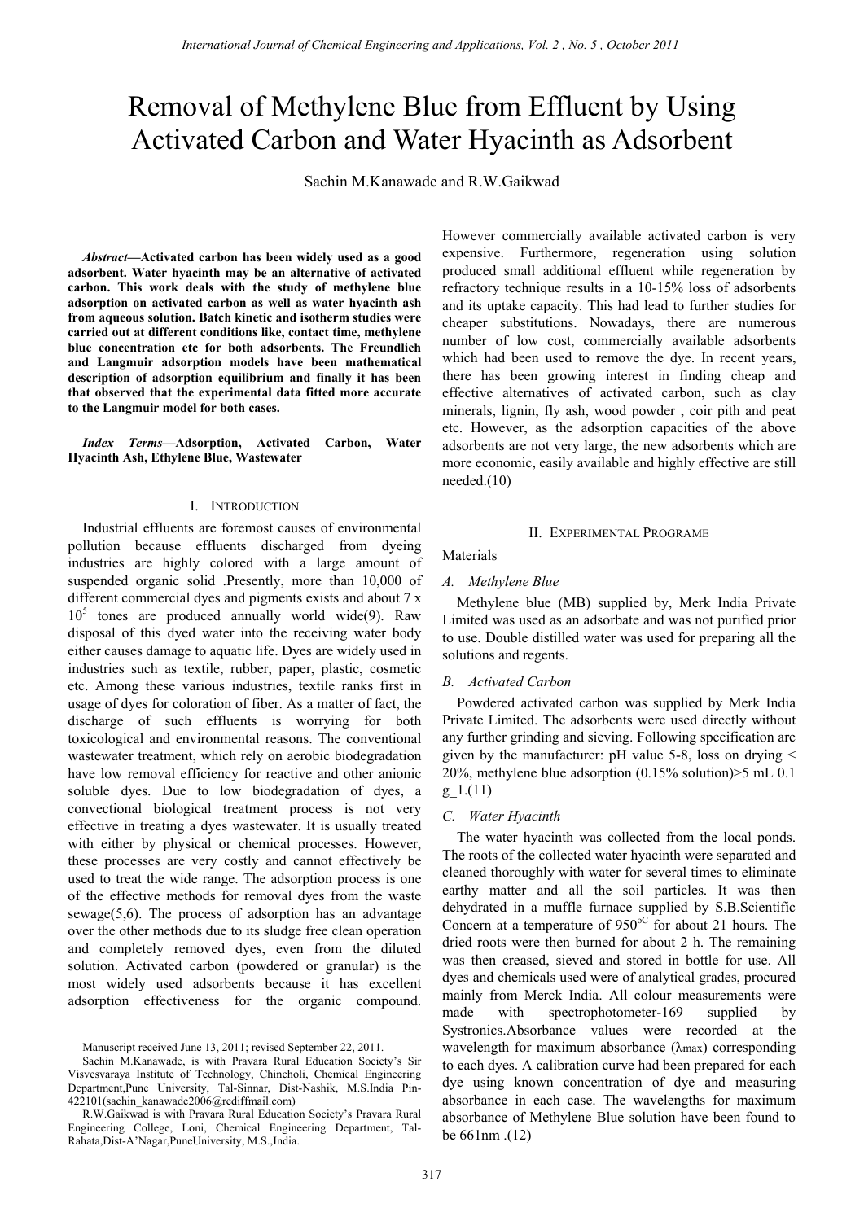# Removal of Methylene Blue from Effluent by Using Activated Carbon and Water Hyacinth as Adsorbent

Sachin M.Kanawade and R.W.Gaikwad

***Abstract*—Activated carbon has been widely used as a good adsorbent. Water hyacinth may be an alternative of activated carbon. This work deals with the study of methylene blue adsorption on activated carbon as well as water hyacinth ash from aqueous solution. Batch kinetic and isotherm studies were carried out at different conditions like, contact time, methylene blue concentration etc for both adsorbents. The Freundlich and Langmuir adsorption models have been mathematical description of adsorption equilibrium and finally it has been that observed that the experimental data fitted more accurate to the Langmuir model for both cases.**

***Index Terms*—Adsorption, Activated Carbon, Water Hyacinth Ash, Ethylene Blue, Wastewater**

## I. Introduction

Industrial effluents are foremost causes of environmental pollution because effluents discharged from dyeing industries are highly colored with a large amount of suspended organic solid .Presently, more than 10,000 of different commercial dyes and pigments exists and about 7 x $10^5$ tones are produced annually world wide(9). Raw disposal of this dyed water into the receiving water body either causes damage to aquatic life. Dyes are widely used in industries such as textile, rubber, paper, plastic, cosmetic etc. Among these various industries, textile ranks first in usage of dyes for coloration of fiber. As a matter of fact, the discharge of such effluents is worrying for both toxicological and environmental reasons. The conventional wastewater treatment, which rely on aerobic biodegradation have low removal efficiency for reactive and other anionic soluble dyes. Due to low biodegradation of dyes, a convectional biological treatment process is not very effective in treating a dyes wastewater. It is usually treated with either by physical or chemical processes. However, these processes are very costly and cannot effectively be used to treat the wide range. The adsorption process is one of the effective methods for removal dyes from the waste sewage(5,6). The process of adsorption has an advantage over the other methods due to its sludge free clean operation and completely removed dyes, even from the diluted solution. Activated carbon (powdered or granular) is the most widely used adsorbents because it has excellent adsorption effectiveness for the organic compound. However commercially available activated carbon is very expensive. Furthermore, regeneration using solution produced small additional effluent while regeneration by refractory technique results in a 10-15% loss of adsorbents and its uptake capacity. This had lead to further studies for cheaper substitutions. Nowadays, there are numerous number of low cost, commercially available adsorbents which had been used to remove the dye. In recent years, there has been growing interest in finding cheap and effective alternatives of activated carbon, such as clay minerals, lignin, fly ash, wood powder , coir pith and peat etc. However, as the adsorption capacities of the above adsorbents are not very large, the new adsorbents which are more economic, easily available and highly effective are still needed.(10)

Manuscript received June 13, 2011; revised September 22, 2011.

Sachin M.Kanawade, is with Pravara Rural Education Society's Sir Visvesvaraya Institute of Technology, Chincholi, Chemical Engineering Department,Pune University, Tal-Sinnar, Dist-Nashik, M.S.India Pin-422101(sachin_kanawade2006@rediffmail.com)

R.W.Gaikwad is with Pravara Rural Education Society's Pravara Rural Engineering College, Loni, Chemical Engineering Department, Tal-Rahata,Dist-A'Nagar,PuneUniversity, M.S.,India.

## II. Experimental Programe

Materials

### A. Methylene Blue

Methylene blue (MB) supplied by, Merk India Private Limited was used as an adsorbate and was not purified prior to use. Double distilled water was used for preparing all the solutions and regents.

### B. Activated Carbon

Powdered activated carbon was supplied by Merk India Private Limited. The adsorbents were used directly without any further grinding and sieving. Following specification are given by the manufacturer: pH value 5-8, loss on drying < 20%, methylene blue adsorption (0.15% solution)>5 mL 0.1 g_1.(11)

### C. Water Hyacinth

The water hyacinth was collected from the local ponds. The roots of the collected water hyacinth were separated and cleaned thoroughly with water for several times to eliminate earthy matter and all the soil particles. It was then dehydrated in a muffle furnace supplied by S.B.Scientific Concern at a temperature of $950^{oC}$ for about 21 hours. The dried roots were then burned for about 2 h. The remaining was then creased, sieved and stored in bottle for use. All dyes and chemicals used were of analytical grades, procured mainly from Merck India. All colour measurements were made with spectrophotometer-169 supplied by Systronics.Absorbance values were recorded at the wavelength for maximum absorbance ($\lambda_{max}$) corresponding to each dyes. A calibration curve had been prepared for each dye using known concentration of dye and measuring absorbance in each case. The wavelengths for maximum absorbance of Methylene Blue solution have been found to be 661nm .(12)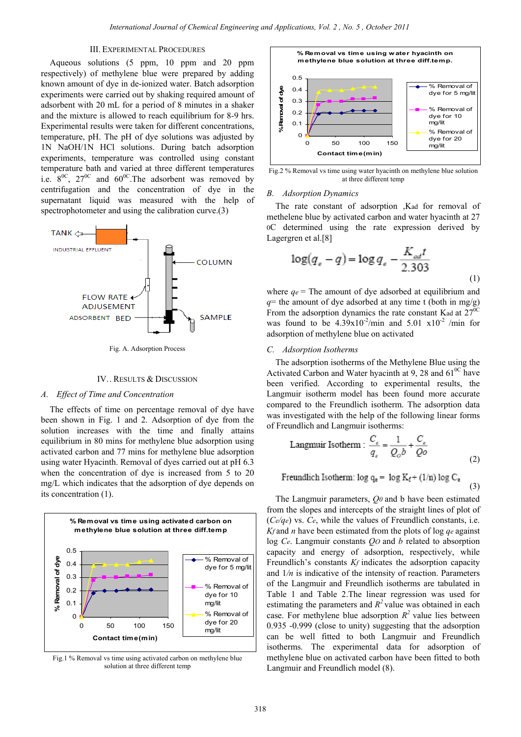### III. EXPERIMENTAL PROCEDURES

Aqueous solutions (5 ppm, 10 ppm and 20 ppm respectively) of methylene blue were prepared by adding known amount of dye in de-ionized water. Batch adsorption experiments were carried out by shaking required amount of adsorbent with 20 mL for a period of 8 minutes in a shaker and the mixture is allowed to reach equilibrium for 8-9 hrs. Experimental results were taken for different concentrations, temperature, pH. The pH of dye solutions was adjusted by 1N NaOH/1N HCl solutions. During batch adsorption experiments, temperature was controlled using constant temperature bath and varied at three different temperatures i.e. $8^{0C}$, $27^{0C}$ and $60^{0C}$.The adsorbent was removed by centrifugation and the concentration of dye in the supernatant liquid was measured with the help of spectrophotometer and using the calibration curve.(3)

Fig. A. Adsorption Process

### IV.. RESULTS & DISCUSSION

#### A. *Effect of Time and Concentration*

The effects of time on percentage removal of dye have been shown in Fig. 1 and 2. Adsorption of dye from the solution increases with the time and finally attains equilibrium in 80 mins for methylene blue adsorption using activated carbon and 77 mins for methylene blue adsorption using water Hyacinth. Removal of dyes carried out at pH 6.3 when the concentration of dye is increased from 5 to 20 mg/L which indicates that the adsorption of dye depends on its concentration (1).

Fig.1 % Removal vs time using activated carbon on methylene blue solution at three different temp

Fig.2 % Removal vs time using water hyacinth on methylene blue solution at three different temp

#### B. *Adsorption Dynamics*

The rate constant of adsorption ,Kad for removal of methelene blue by activated carbon and water hyacinth at 27 0C determined using the rate expression derived by Lagergren et al.[8]

$$\log(q_e - q) = \log q_e - \frac{K_{ad}t}{2.303} \tag{1}$$

where $q_e$ = The amount of dye adsorbed at equilibrium and $q$= the amount of dye adsorbed at any time t (both in mg/g) From the adsorption dynamics the rate constant Kad at $27^{0C}$ was found to be $4.39\times10^{-2}$/min and $5.01 \times10^{-2}$ /min for adsorption of methylene blue on activated

#### C. *Adsorption Isotherms*

The adsorption isotherms of the Methylene Blue using the Activated Carbon and Water hyacinth at 9, 28 and $61^{0C}$ have been verified. According to experimental results, the Langmuir isotherm model has been found more accurate compared to the Freundlich isotherm. The adsorption data was investigated with the help of the following linear forms of Freundlich and Langmuir isotherms:

$$\text{Langmuir Isotherm}: \frac{C_e}{q_e} = \frac{1}{Q_o b} + \frac{C_e}{Qo} \tag{2}$$

$$\text{Freundlich Isotherm}: \log q_e = \log K_f + (1/n) \log C_e \tag{3}$$

The Langmuir parameters, $Q_0$ and b have been estimated from the slopes and intercepts of the straight lines of plot of ($C_e/q_e$) vs. $C_e$, while the values of Freundlich constants, i.e. $K_f$ and $n$ have been estimated from the plots of log $q_e$ against log $C_e$. Langmuir constants $Q_O$ and $b$ related to absorption capacity and energy of adsorption, respectively, while Freundlich's constants $K_f$ indicates the adsorption capacity and $1/n$ is indicative of the intensity of reaction. Parameters of the Langmuir and Freundlich isotherms are tabulated in Table 1 and Table 2.The linear regression was used for estimating the parameters and $R^2$ value was obtained in each case. For methylene blue adsorption $R^2$ value lies between 0.935 -0.999 (close to unity) suggesting that the adsorption can be well fitted to both Langmuir and Freundlich isotherms. The experimental data for adsorption of methylene blue on activated carbon have been fitted to both Langmuir and Freundlich model (8).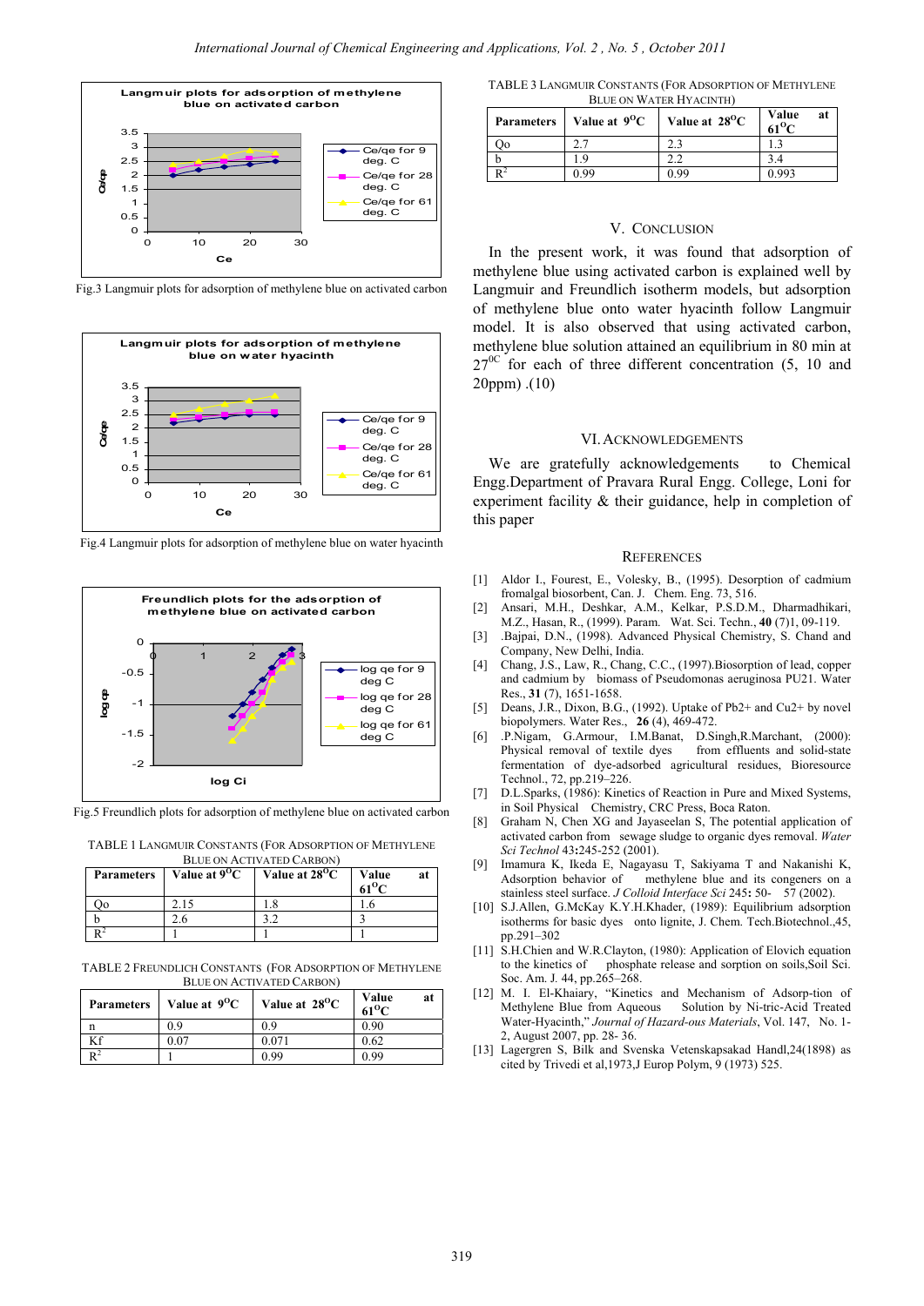Langmuir plots for adsorption of methylene blue on activated carbon

3.5
3
2.5
2
1.5
1
0.5
0

Ce/qe

0 10 20 30

Ce

Ce/qe for 9 deg. C
Ce/qe for 28 deg. C
Ce/qe for 61 deg. C

Fig.3 Langmuir plots for adsorption of methylene blue on activated carbon

Langmuir plots for adsorption of methylene blue on water hyacinth

3.5
3
2.5
2
1.5
1
0.5
0

Ce/qe

0 10 20 30

Ce

Ce/qe for 9 deg. C
Ce/qe for 28 deg. C
Ce/qe for 61 deg. C

Fig.4 Langmuir plots for adsorption of methylene blue on water hyacinth

Freundlich plots for the adsorption of methylene blue on activated carbon

0
-0.5
-1
-1.5
-2

log qe

0 1 2 3

log Ci

log qe for 9 deg C
log qe for 28 deg C
log qe for 61 deg C

Fig.5 Freundlich plots for adsorption of methylene blue on activated carbon

TABLE 1 LANGMUIR CONSTANTS (FOR ADSORPTION OF METHYLENE BLUE ON ACTIVATED CARBON)

| Parameters | Value at $9^{0}$C | Value at $28^{0}$C | Value at $61^{0}$C |
|---|---|---|---|
| Qo | 2.15 | 1.8 | 1.6 |
| b | 2.6 | 3.2 | 3 |
| $R^2$ | 1 | 1 | 1 |

TABLE 2 FREUNDLICH CONSTANTS (FOR ADSORPTION OF METHYLENE BLUE ON ACTIVATED CARBON)

| Parameters | Value at $9^{0}$C | Value at $28^{0}$C | Value at $61^{0}$C |
|---|---|---|---|
| n | 0.9 | 0.9 | 0.90 |
| Kf | 0.07 | 0.071 | 0.62 |
| $R^2$ | 1 | 0.99 | 0.99 |

TABLE 3 LANGMUIR CONSTANTS (FOR ADSORPTION OF METHYLENE BLUE ON WATER HYACINTH)

| Parameters | Value at $9^{0}$C | Value at $28^{0}$C | Value at $61^{0}$C |
|---|---|---|---|
| Qo | 2.7 | 2.3 | 1.3 |
| b | 1.9 | 2.2 | 3.4 |
| $R^2$ | 0.99 | 0.99 | 0.993 |

## V. CONCLUSION

In the present work, it was found that adsorption of methylene blue using activated carbon is explained well by Langmuir and Freundlich isotherm models, but adsorption of methylene blue onto water hyacinth follow Langmuir model. It is also observed that using activated carbon, methylene blue solution attained an equilibrium in 80 min at $27^{0C}$ for each of three different concentration (5, 10 and 20ppm) .(10)

## VI. ACKNOWLEDGEMENTS

We are gratefully acknowledgements to Chemical Engg.Department of Pravara Rural Engg. College, Loni for experiment facility & their guidance, help in completion of this paper

## REFERENCES

[1] Aldor I., Fourest, E., Volesky, B., (1995). Desorption of cadmium fromalgal biosorbent, Can. J. Chem. Eng. 73, 516.

[2] Ansari, M.H., Deshkar, A.M., Kelkar, P.S.D.M., Dharmadhikari, M.Z., Hasan, R., (1999). Param. Wat. Sci. Techn., **40** (7)1, 09-119.

[3] .Bajpai, D.N., (1998). Advanced Physical Chemistry, S. Chand and Company, New Delhi, India.

[4] Chang, J.S., Law, R., Chang, C.C., (1997).Biosorption of lead, copper and cadmium by biomass of Pseudomonas aeruginosa PU21. Water Res., **31** (7), 1651-1658.

[5] Deans, J.R., Dixon, B.G., (1992). Uptake of Pb2+ and Cu2+ by novel biopolymers. Water Res., **26** (4), 469-472.

[6] .P.Nigam, G.Armour, I.M.Banat, D.Singh,R.Marchant, (2000): Physical removal of textile dyes from effluents and solid-state fermentation of dye-adsorbed agricultural residues, Bioresource Technol., 72, pp.219–226.

[7] D.L.Sparks, (1986): Kinetics of Reaction in Pure and Mixed Systems, in Soil Physical Chemistry, CRC Press, Boca Raton.

[8] Graham N, Chen XG and Jayaseelan S, The potential application of activated carbon from sewage sludge to organic dyes removal. *Water Sci Technol* 43**:**245-252 (2001).

[9] Imamura K, Ikeda E, Nagayasu T, Sakiyama T and Nakanishi K, Adsorption behavior of methylene blue and its congeners on a stainless steel surface. *J Colloid Interface Sci* 245**:** 50- 57 (2002).

[10] S.J.Allen, G.McKay K.Y.H.Khader, (1989): Equilibrium adsorption isotherms for basic dyes onto lignite, J. Chem. Tech.Biotechnol.,45, pp.291–302

[11] S.H.Chien and W.R.Clayton, (1980): Application of Elovich equation to the kinetics of phosphate release and sorption on soils,Soil Sci. Soc. Am. J. 44, pp.265–268.

[12] M. I. El-Khaiary, "Kinetics and Mechanism of Adsorp-tion of Methylene Blue from Aqueous Solution by Ni-tric-Acid Treated Water-Hyacinth," *Journal of Hazard-ous Materials*, Vol. 147, No. 1-2, August 2007, pp. 28- 36.

[13] Lagergren S, Bilk and Svenska Vetenskapsakad Handl,24(1898) as cited by Trivedi et al,1973,J Europ Polym, 9 (1973) 525.